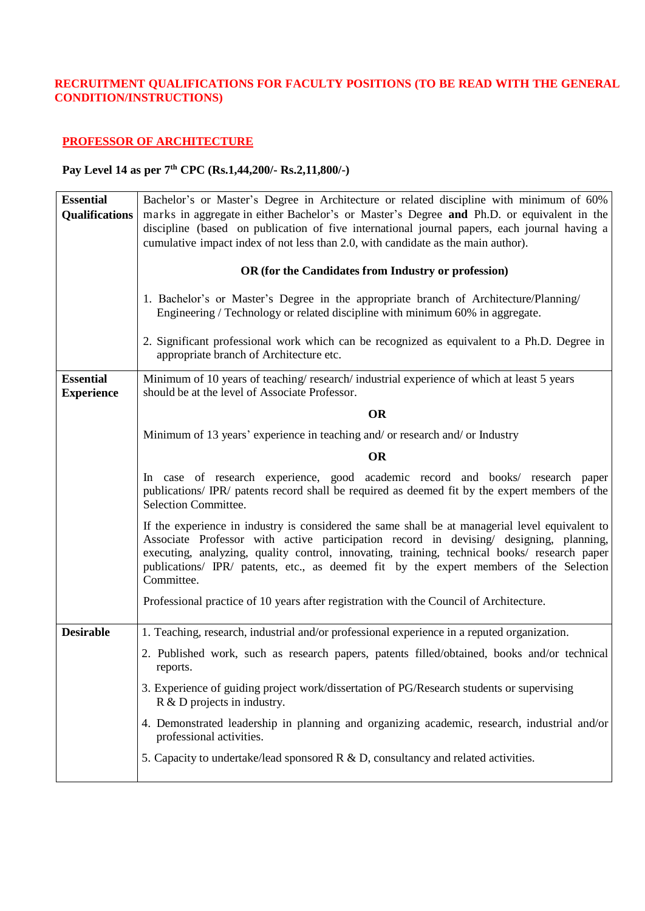**RECRUITMENT QUALIFICATIONS FOR FACULTY POSITIONS (TO BE READ WITH THE GENERAL CONDITION/INSTRUCTIONS)**

## PROFESSOR OF ARCHITECTURE

**Pay Level 14 as per 7th CPC (Rs.1,44,200/- Rs.2,11,800/-)**

| | |
|---|---|
| **Essential Qualifications** | Bachelor's or Master's Degree in Architecture or related discipline with minimum of 60% marks in aggregate in either Bachelor's or Master's Degree **and** Ph.D. or equivalent in the discipline (based on publication of five international journal papers, each journal having a cumulative impact index of not less than 2.0, with candidate as the main author).<br><br>**OR (for the Candidates from Industry or profession)**<br><br>1. Bachelor's or Master's Degree in the appropriate branch of Architecture/Planning/ Engineering / Technology or related discipline with minimum 60% in aggregate.<br><br>2. Significant professional work which can be recognized as equivalent to a Ph.D. Degree in appropriate branch of Architecture etc. |
| **Essential Experience** | Minimum of 10 years of teaching/ research/ industrial experience of which at least 5 years should be at the level of Associate Professor.<br><br>**OR**<br><br>Minimum of 13 years' experience in teaching and/ or research and/ or Industry<br><br>**OR**<br><br>In case of research experience, good academic record and books/ research paper publications/ IPR/ patents record shall be required as deemed fit by the expert members of the Selection Committee.<br><br>If the experience in industry is considered the same shall be at managerial level equivalent to Associate Professor with active participation record in devising/ designing, planning, executing, analyzing, quality control, innovating, training, technical books/ research paper publications/ IPR/ patents, etc., as deemed fit by the expert members of the Selection Committee.<br><br>Professional practice of 10 years after registration with the Council of Architecture. |
| **Desirable** | 1. Teaching, research, industrial and/or professional experience in a reputed organization.<br><br>2. Published work, such as research papers, patents filled/obtained, books and/or technical reports.<br><br>3. Experience of guiding project work/dissertation of PG/Research students or supervising R & D projects in industry.<br><br>4. Demonstrated leadership in planning and organizing academic, research, industrial and/or professional activities.<br><br>5. Capacity to undertake/lead sponsored R & D, consultancy and related activities. |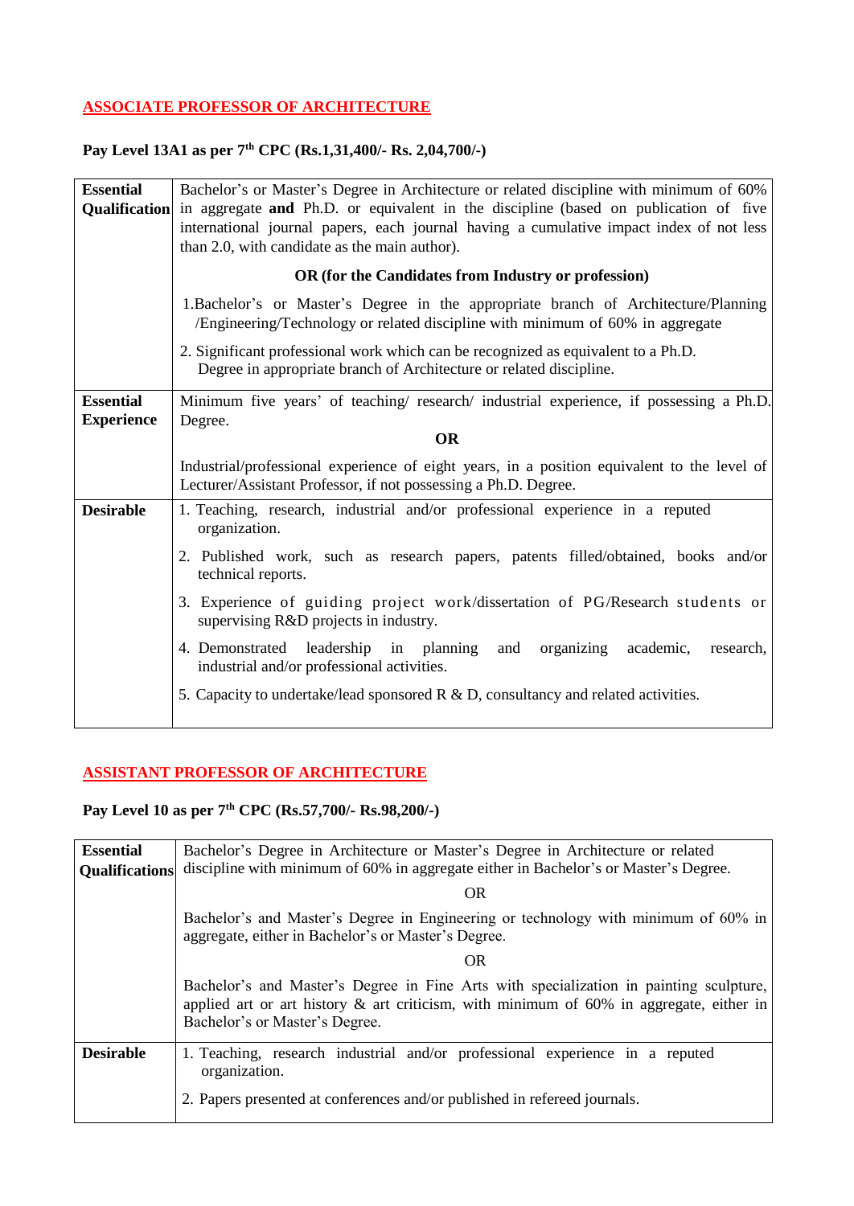## ASSOCIATE PROFESSOR OF ARCHITECTURE

**Pay Level 13A1 as per 7th CPC (Rs.1,31,400/- Rs. 2,04,700/-)**

| | |
|---|---|
| **Essential Qualification** | Bachelor's or Master's Degree in Architecture or related discipline with minimum of 60% in aggregate **and** Ph.D. or equivalent in the discipline (based on publication of five international journal papers, each journal having a cumulative impact index of not less than 2.0, with candidate as the main author).<br><br>**OR (for the Candidates from Industry or profession)**<br><br>1.Bachelor's or Master's Degree in the appropriate branch of Architecture/Planning /Engineering/Technology or related discipline with minimum of 60% in aggregate<br><br>2. Significant professional work which can be recognized as equivalent to a Ph.D. Degree in appropriate branch of Architecture or related discipline. |
| **Essential Experience** | Minimum five years' of teaching/ research/ industrial experience, if possessing a Ph.D. Degree.<br><br>**OR**<br><br>Industrial/professional experience of eight years, in a position equivalent to the level of Lecturer/Assistant Professor, if not possessing a Ph.D. Degree. |
| **Desirable** | 1. Teaching, research, industrial and/or professional experience in a reputed organization.<br><br>2. Published work, such as research papers, patents filled/obtained, books and/or technical reports.<br><br>3. Experience of guiding project work/dissertation of PG/Research students or supervising R&D projects in industry.<br><br>4. Demonstrated leadership in planning and organizing academic, research, industrial and/or professional activities.<br><br>5. Capacity to undertake/lead sponsored R & D, consultancy and related activities. |

## ASSISTANT PROFESSOR OF ARCHITECTURE

**Pay Level 10 as per 7th CPC (Rs.57,700/- Rs.98,200/-)**

| | |
|---|---|
| **Essential Qualifications** | Bachelor's Degree in Architecture or Master's Degree in Architecture or related discipline with minimum of 60% in aggregate either in Bachelor's or Master's Degree.<br><br>OR<br><br>Bachelor's and Master's Degree in Engineering or technology with minimum of 60% in aggregate, either in Bachelor's or Master's Degree.<br><br>OR<br><br>Bachelor's and Master's Degree in Fine Arts with specialization in painting sculpture, applied art or art history & art criticism, with minimum of 60% in aggregate, either in Bachelor's or Master's Degree. |
| **Desirable** | 1. Teaching, research industrial and/or professional experience in a reputed organization.<br><br>2. Papers presented at conferences and/or published in refereed journals. |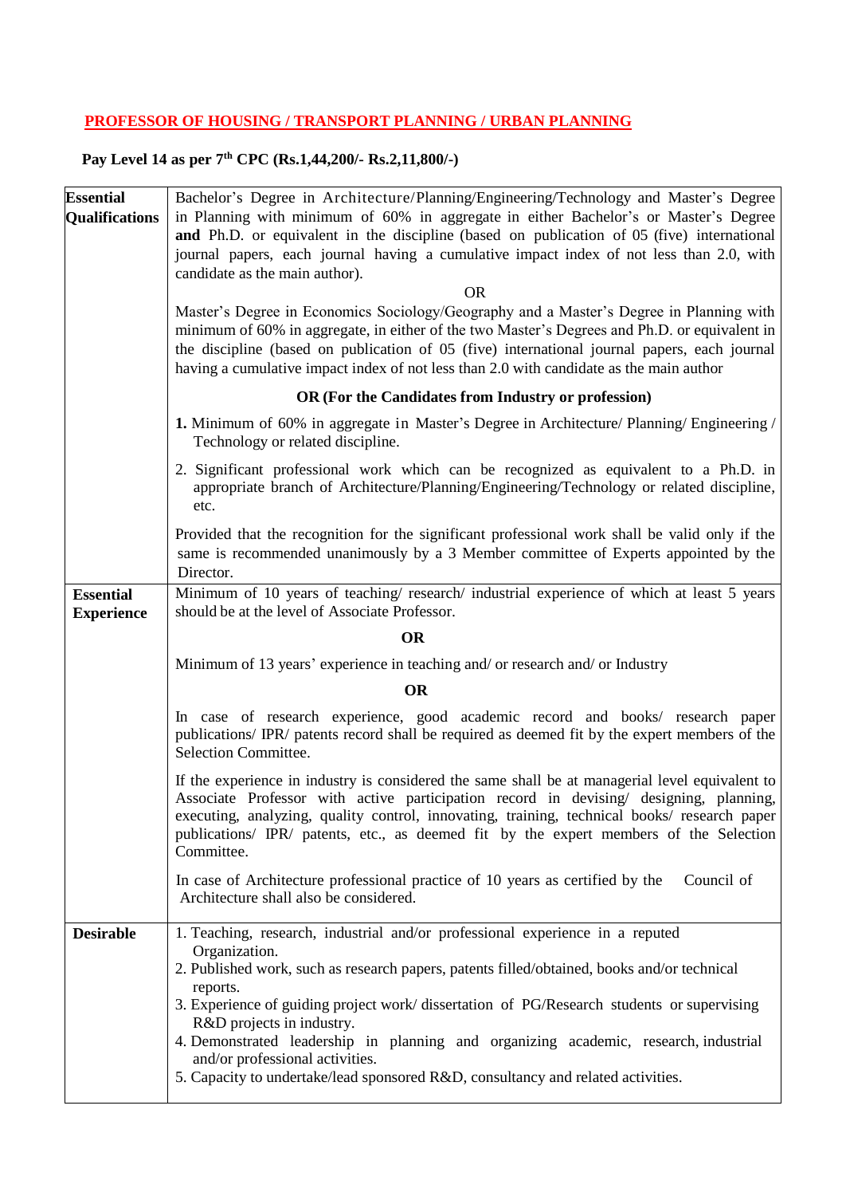## PROFESSOR OF HOUSING / TRANSPORT PLANNING / URBAN PLANNING

**Pay Level 14 as per 7th CPC (Rs.1,44,200/- Rs.2,11,800/-)**

| | |
|---|---|
| **Essential Qualifications** | Bachelor's Degree in Architecture/Planning/Engineering/Technology and Master's Degree in Planning with minimum of 60% in aggregate in either Bachelor's or Master's Degree **and** Ph.D. or equivalent in the discipline (based on publication of 05 (five) international journal papers, each journal having a cumulative impact index of not less than 2.0, with candidate as the main author).<br>OR<br>Master's Degree in Economics Sociology/Geography and a Master's Degree in Planning with minimum of 60% in aggregate, in either of the two Master's Degrees and Ph.D. or equivalent in the discipline (based on publication of 05 (five) international journal papers, each journal having a cumulative impact index of not less than 2.0 with candidate as the main author<br>**OR (For the Candidates from Industry or profession)**<br>**1.** Minimum of 60% in aggregate in Master's Degree in Architecture/ Planning/ Engineering / Technology or related discipline.<br>2. Significant professional work which can be recognized as equivalent to a Ph.D. in appropriate branch of Architecture/Planning/Engineering/Technology or related discipline, etc.<br>Provided that the recognition for the significant professional work shall be valid only if the same is recommended unanimously by a 3 Member committee of Experts appointed by the Director. |
| **Essential Experience** | Minimum of 10 years of teaching/ research/ industrial experience of which at least 5 years should be at the level of Associate Professor.<br>**OR**<br>Minimum of 13 years' experience in teaching and/ or research and/ or Industry<br>**OR**<br>In case of research experience, good academic record and books/ research paper publications/ IPR/ patents record shall be required as deemed fit by the expert members of the Selection Committee.<br>If the experience in industry is considered the same shall be at managerial level equivalent to Associate Professor with active participation record in devising/ designing, planning, executing, analyzing, quality control, innovating, training, technical books/ research paper publications/ IPR/ patents, etc., as deemed fit by the expert members of the Selection Committee.<br>In case of Architecture professional practice of 10 years as certified by the Council of Architecture shall also be considered. |
| **Desirable** | 1. Teaching, research, industrial and/or professional experience in a reputed Organization.<br>2. Published work, such as research papers, patents filled/obtained, books and/or technical reports.<br>3. Experience of guiding project work/ dissertation of PG/Research students or supervising R&D projects in industry.<br>4. Demonstrated leadership in planning and organizing academic, research, industrial and/or professional activities.<br>5. Capacity to undertake/lead sponsored R&D, consultancy and related activities. |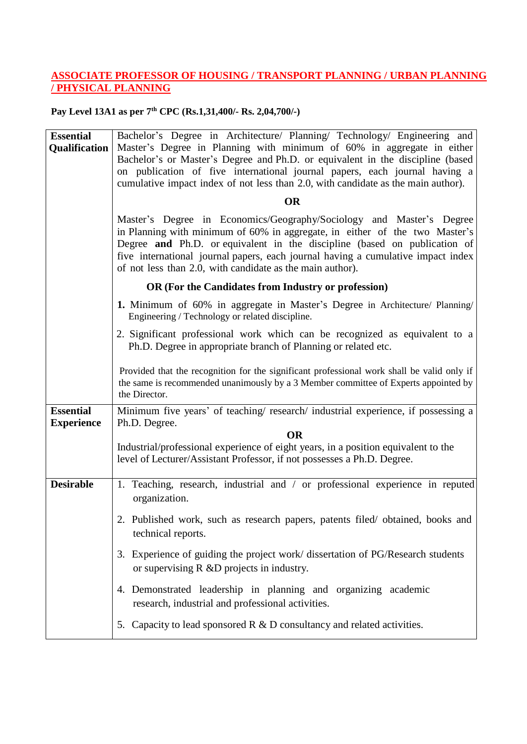## ASSOCIATE PROFESSOR OF HOUSING / TRANSPORT PLANNING / URBAN PLANNING / PHYSICAL PLANNING

**Pay Level 13A1 as per 7th CPC (Rs.1,31,400/- Rs. 2,04,700/-)**

| | |
|---|---|
| **Essential Qualification** | Bachelor's Degree in Architecture/ Planning/ Technology/ Engineering and Master's Degree in Planning with minimum of 60% in aggregate in either Bachelor's or Master's Degree and Ph.D. or equivalent in the discipline (based on publication of five international journal papers, each journal having a cumulative impact index of not less than 2.0, with candidate as the main author).<br><br>**OR**<br><br>Master's Degree in Economics/Geography/Sociology and Master's Degree in Planning with minimum of 60% in aggregate, in either of the two Master's Degree **and** Ph.D. or equivalent in the discipline (based on publication of five international journal papers, each journal having a cumulative impact index of not less than 2.0, with candidate as the main author).<br><br>**OR (For the Candidates from Industry or profession)**<br><br>**1.** Minimum of 60% in aggregate in Master's Degree in Architecture/ Planning/ Engineering / Technology or related discipline.<br><br>2. Significant professional work which can be recognized as equivalent to a Ph.D. Degree in appropriate branch of Planning or related etc.<br><br>Provided that the recognition for the significant professional work shall be valid only if the same is recommended unanimously by a 3 Member committee of Experts appointed by the Director. |
| **Essential Experience** | Minimum five years' of teaching/ research/ industrial experience, if possessing a Ph.D. Degree.<br><br>**OR**<br><br>Industrial/professional experience of eight years, in a position equivalent to the level of Lecturer/Assistant Professor, if not possesses a Ph.D. Degree. |
| **Desirable** | 1. Teaching, research, industrial and / or professional experience in reputed organization.<br><br>2. Published work, such as research papers, patents filed/ obtained, books and technical reports.<br><br>3. Experience of guiding the project work/ dissertation of PG/Research students or supervising R &D projects in industry.<br><br>4. Demonstrated leadership in planning and organizing academic research, industrial and professional activities.<br><br>5. Capacity to lead sponsored R & D consultancy and related activities. |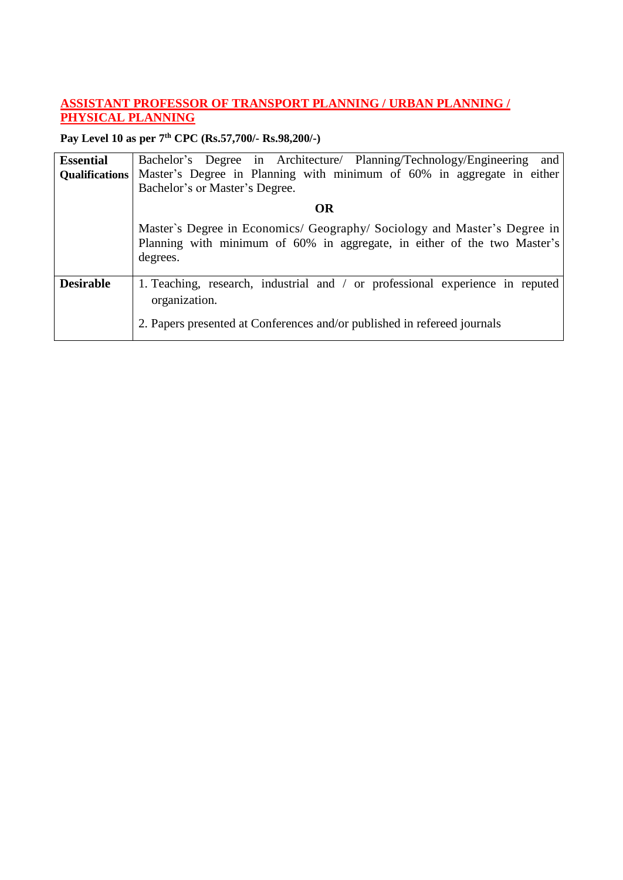## ASSISTANT PROFESSOR OF TRANSPORT PLANNING / URBAN PLANNING / PHYSICAL PLANNING

**Pay Level 10 as per 7th CPC (Rs.57,700/- Rs.98,200/-)**

| | |
|---|---|
| **Essential Qualifications** | Bachelor's Degree in Architecture/ Planning/Technology/Engineering and Master's Degree in Planning with minimum of 60% in aggregate in either Bachelor's or Master's Degree.<br><br>**OR**<br><br>Master`s Degree in Economics/ Geography/ Sociology and Master's Degree in Planning with minimum of 60% in aggregate, in either of the two Master's degrees. |
| **Desirable** | 1. Teaching, research, industrial and / or professional experience in reputed organization.<br><br>2. Papers presented at Conferences and/or published in refereed journals |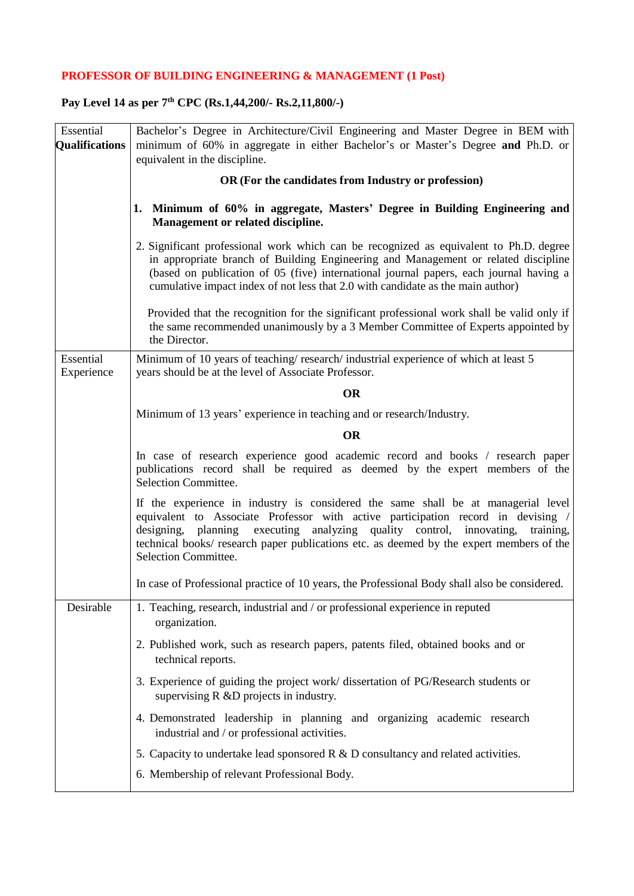**PROFESSOR OF BUILDING ENGINEERING & MANAGEMENT (1 Post)**

**Pay Level 14 as per 7th CPC (Rs.1,44,200/- Rs.2,11,800/-)**

| | |
|---|---|
| Essential **Qualifications** | Bachelor's Degree in Architecture/Civil Engineering and Master Degree in BEM with minimum of 60% in aggregate in either Bachelor's or Master's Degree **and** Ph.D. or equivalent in the discipline.<br><br>**OR (For the candidates from Industry or profession)**<br><br>**1. Minimum of 60% in aggregate, Masters' Degree in Building Engineering and Management or related discipline.**<br><br>2. Significant professional work which can be recognized as equivalent to Ph.D. degree in appropriate branch of Building Engineering and Management or related discipline (based on publication of 05 (five) international journal papers, each journal having a cumulative impact index of not less that 2.0 with candidate as the main author)<br><br>Provided that the recognition for the significant professional work shall be valid only if the same recommended unanimously by a 3 Member Committee of Experts appointed by the Director. |
| Essential Experience | Minimum of 10 years of teaching/ research/ industrial experience of which at least 5 years should be at the level of Associate Professor.<br><br>**OR**<br><br>Minimum of 13 years' experience in teaching and or research/Industry.<br><br>**OR**<br><br>In case of research experience good academic record and books / research paper publications record shall be required as deemed by the expert members of the Selection Committee.<br><br>If the experience in industry is considered the same shall be at managerial level equivalent to Associate Professor with active participation record in devising / designing, planning executing analyzing quality control, innovating, training, technical books/ research paper publications etc. as deemed by the expert members of the Selection Committee.<br><br>In case of Professional practice of 10 years, the Professional Body shall also be considered. |
| Desirable | 1. Teaching, research, industrial and / or professional experience in reputed organization.<br><br>2. Published work, such as research papers, patents filed, obtained books and or technical reports.<br><br>3. Experience of guiding the project work/ dissertation of PG/Research students or supervising R &D projects in industry.<br><br>4. Demonstrated leadership in planning and organizing academic research industrial and / or professional activities.<br><br>5. Capacity to undertake lead sponsored R & D consultancy and related activities.<br><br>6. Membership of relevant Professional Body. |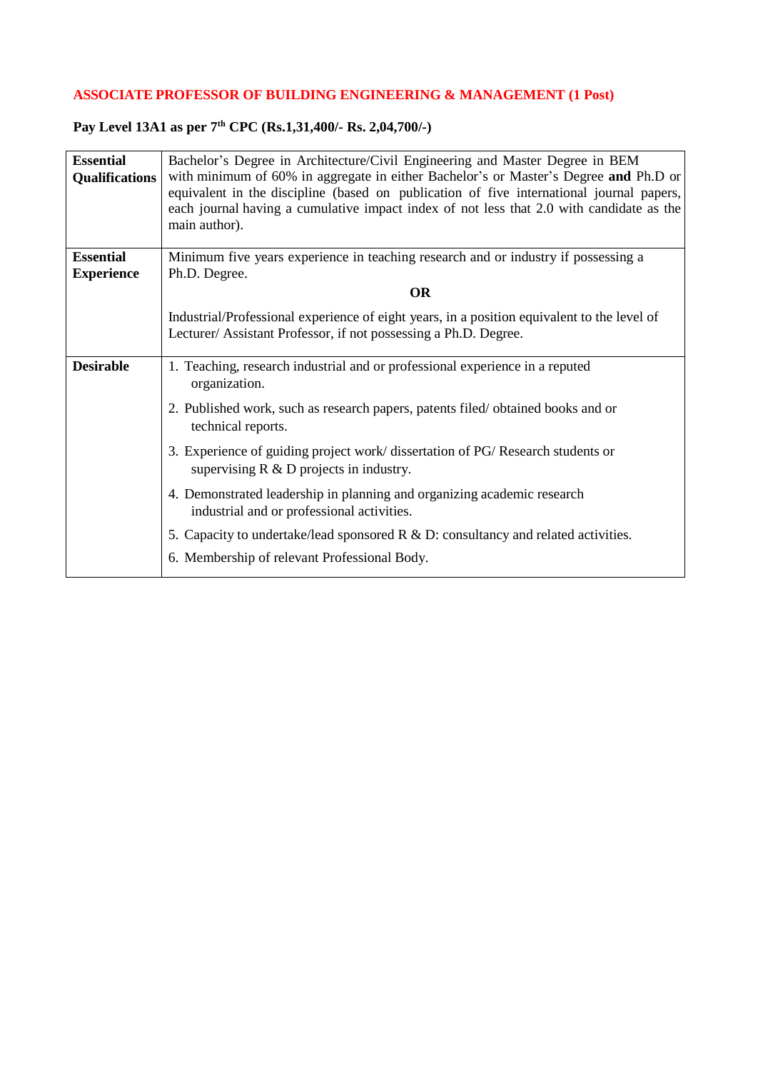## ASSOCIATE PROFESSOR OF BUILDING ENGINEERING & MANAGEMENT (1 Post)

**Pay Level 13A1 as per 7th CPC (Rs.1,31,400/- Rs. 2,04,700/-)**

| | |
|---|---|
| **Essential Qualifications** | Bachelor's Degree in Architecture/Civil Engineering and Master Degree in BEM with minimum of 60% in aggregate in either Bachelor's or Master's Degree **and** Ph.D or equivalent in the discipline (based on publication of five international journal papers, each journal having a cumulative impact index of not less that 2.0 with candidate as the main author). |
| **Essential Experience** | Minimum five years experience in teaching research and or industry if possessing a Ph.D. Degree.<br>**OR**<br>Industrial/Professional experience of eight years, in a position equivalent to the level of Lecturer/ Assistant Professor, if not possessing a Ph.D. Degree. |
| **Desirable** | 1. Teaching, research industrial and or professional experience in a reputed organization.<br>2. Published work, such as research papers, patents filed/ obtained books and or technical reports.<br>3. Experience of guiding project work/ dissertation of PG/ Research students or supervising R & D projects in industry.<br>4. Demonstrated leadership in planning and organizing academic research industrial and or professional activities.<br>5. Capacity to undertake/lead sponsored R & D: consultancy and related activities.<br>6. Membership of relevant Professional Body. |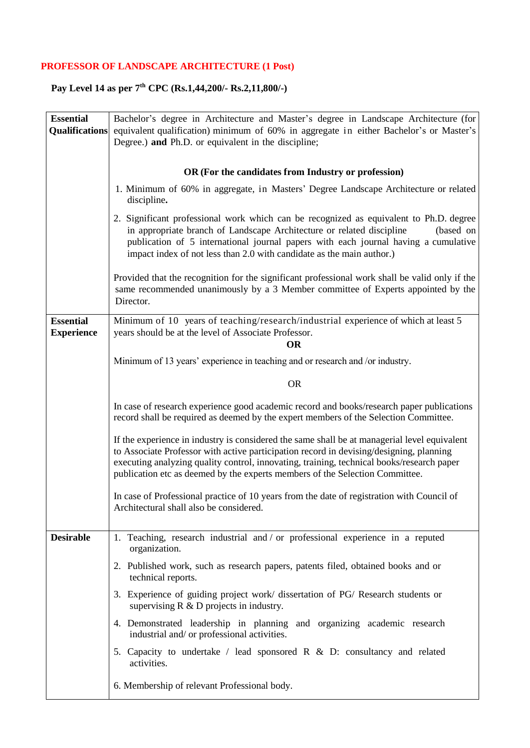**PROFESSOR OF LANDSCAPE ARCHITECTURE (1 Post)**

**Pay Level 14 as per 7th CPC (Rs.1,44,200/- Rs.2,11,800/-)**

| | |
|---|---|
| **Essential Qualifications** | Bachelor's degree in Architecture and Master's degree in Landscape Architecture (for equivalent qualification) minimum of 60% in aggregate in either Bachelor's or Master's Degree.) **and** Ph.D. or equivalent in the discipline;<br><br>**OR (For the candidates from Industry or profession)**<br><br>1. Minimum of 60% in aggregate, in Masters' Degree Landscape Architecture or related discipline.<br>2. Significant professional work which can be recognized as equivalent to Ph.D. degree in appropriate branch of Landscape Architecture or related discipline (based on publication of 5 international journal papers with each journal having a cumulative impact index of not less than 2.0 with candidate as the main author.)<br><br>Provided that the recognition for the significant professional work shall be valid only if the same recommended unanimously by a 3 Member committee of Experts appointed by the Director. |
| **Essential Experience** | Minimum of 10 years of teaching/research/industrial experience of which at least 5 years should be at the level of Associate Professor.<br>**OR**<br>Minimum of 13 years' experience in teaching and or research and /or industry.<br>OR<br>In case of research experience good academic record and books/research paper publications record shall be required as deemed by the expert members of the Selection Committee.<br><br>If the experience in industry is considered the same shall be at managerial level equivalent to Associate Professor with active participation record in devising/designing, planning executing analyzing quality control, innovating, training, technical books/research paper publication etc as deemed by the experts members of the Selection Committee.<br><br>In case of Professional practice of 10 years from the date of registration with Council of Architectural shall also be considered. |
| **Desirable** | 1. Teaching, research industrial and / or professional experience in a reputed organization.<br>2. Published work, such as research papers, patents filed, obtained books and or technical reports.<br>3. Experience of guiding project work/ dissertation of PG/ Research students or supervising R & D projects in industry.<br>4. Demonstrated leadership in planning and organizing academic research industrial and/ or professional activities.<br>5. Capacity to undertake / lead sponsored R & D: consultancy and related activities.<br>6. Membership of relevant Professional body. |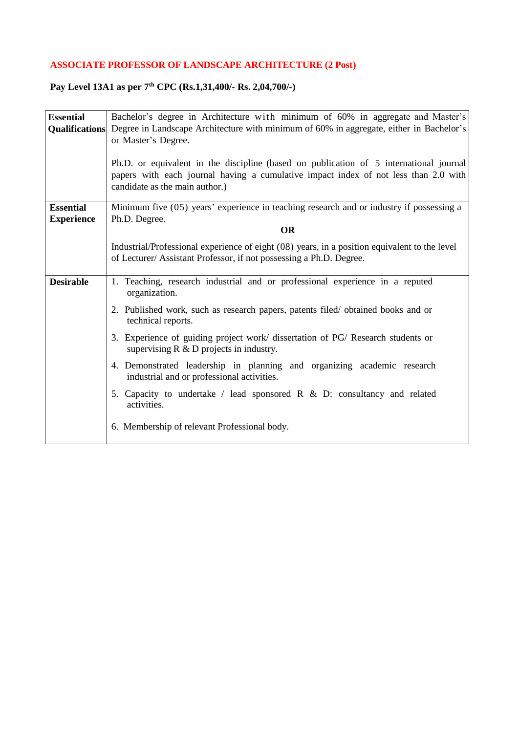**ASSOCIATE PROFESSOR OF LANDSCAPE ARCHITECTURE (2 Post)**

**Pay Level 13A1 as per 7th CPC (Rs.1,31,400/- Rs. 2,04,700/-)**

| | |
|---|---|
| **Essential Qualifications** | Bachelor's degree in Architecture with minimum of 60% in aggregate and Master's Degree in Landscape Architecture with minimum of 60% in aggregate, either in Bachelor's or Master's Degree.<br><br>Ph.D. or equivalent in the discipline (based on publication of 5 international journal papers with each journal having a cumulative impact index of not less than 2.0 with candidate as the main author.) |
| **Essential Experience** | Minimum five (05) years' experience in teaching research and or industry if possessing a Ph.D. Degree.<br><br>**OR**<br><br>Industrial/Professional experience of eight (08) years, in a position equivalent to the level of Lecturer/ Assistant Professor, if not possessing a Ph.D. Degree. |
| **Desirable** | 1. Teaching, research industrial and or professional experience in a reputed organization.<br>2. Published work, such as research papers, patents filed/ obtained books and or technical reports.<br>3. Experience of guiding project work/ dissertation of PG/ Research students or supervising R & D projects in industry.<br>4. Demonstrated leadership in planning and organizing academic research industrial and or professional activities.<br>5. Capacity to undertake / lead sponsored R & D: consultancy and related activities.<br>6. Membership of relevant Professional body. |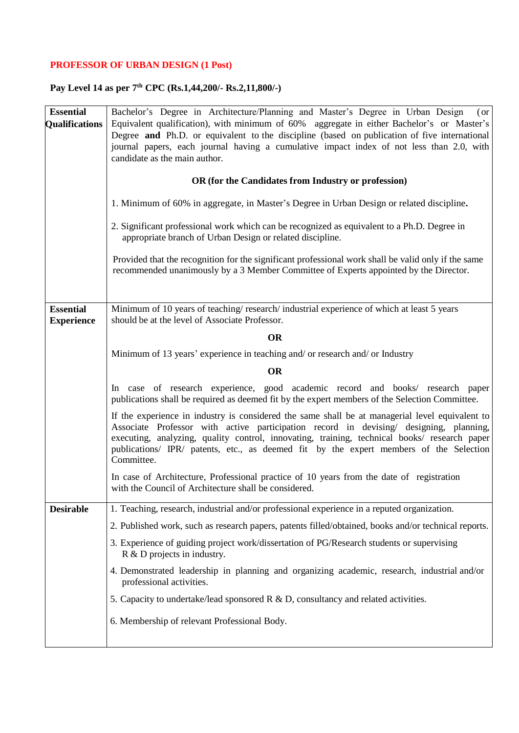**PROFESSOR OF URBAN DESIGN (1 Post)**

**Pay Level 14 as per 7th CPC (Rs.1,44,200/- Rs.2,11,800/-)**

| | |
|---|---|
| **Essential Qualifications** | Bachelor's Degree in Architecture/Planning and Master's Degree in Urban Design (or Equivalent qualification), with minimum of 60% aggregate in either Bachelor's or Master's Degree **and** Ph.D. or equivalent to the discipline (based on publication of five international journal papers, each journal having a cumulative impact index of not less than 2.0, with candidate as the main author.<br><br>**OR (for the Candidates from Industry or profession)**<br><br>1. Minimum of 60% in aggregate, in Master's Degree in Urban Design or related discipline.<br><br>2. Significant professional work which can be recognized as equivalent to a Ph.D. Degree in appropriate branch of Urban Design or related discipline.<br><br>Provided that the recognition for the significant professional work shall be valid only if the same recommended unanimously by a 3 Member Committee of Experts appointed by the Director. |
| **Essential Experience** | Minimum of 10 years of teaching/ research/ industrial experience of which at least 5 years should be at the level of Associate Professor.<br><br>**OR**<br><br>Minimum of 13 years' experience in teaching and/ or research and/ or Industry<br><br>**OR**<br><br>In case of research experience, good academic record and books/ research paper publications shall be required as deemed fit by the expert members of the Selection Committee.<br><br>If the experience in industry is considered the same shall be at managerial level equivalent to Associate Professor with active participation record in devising/ designing, planning, executing, analyzing, quality control, innovating, training, technical books/ research paper publications/ IPR/ patents, etc., as deemed fit by the expert members of the Selection Committee.<br><br>In case of Architecture, Professional practice of 10 years from the date of registration with the Council of Architecture shall be considered. |
| **Desirable** | 1. Teaching, research, industrial and/or professional experience in a reputed organization.<br><br>2. Published work, such as research papers, patents filled/obtained, books and/or technical reports.<br><br>3. Experience of guiding project work/dissertation of PG/Research students or supervising R & D projects in industry.<br><br>4. Demonstrated leadership in planning and organizing academic, research, industrial and/or professional activities.<br><br>5. Capacity to undertake/lead sponsored R & D, consultancy and related activities.<br><br>6. Membership of relevant Professional Body. |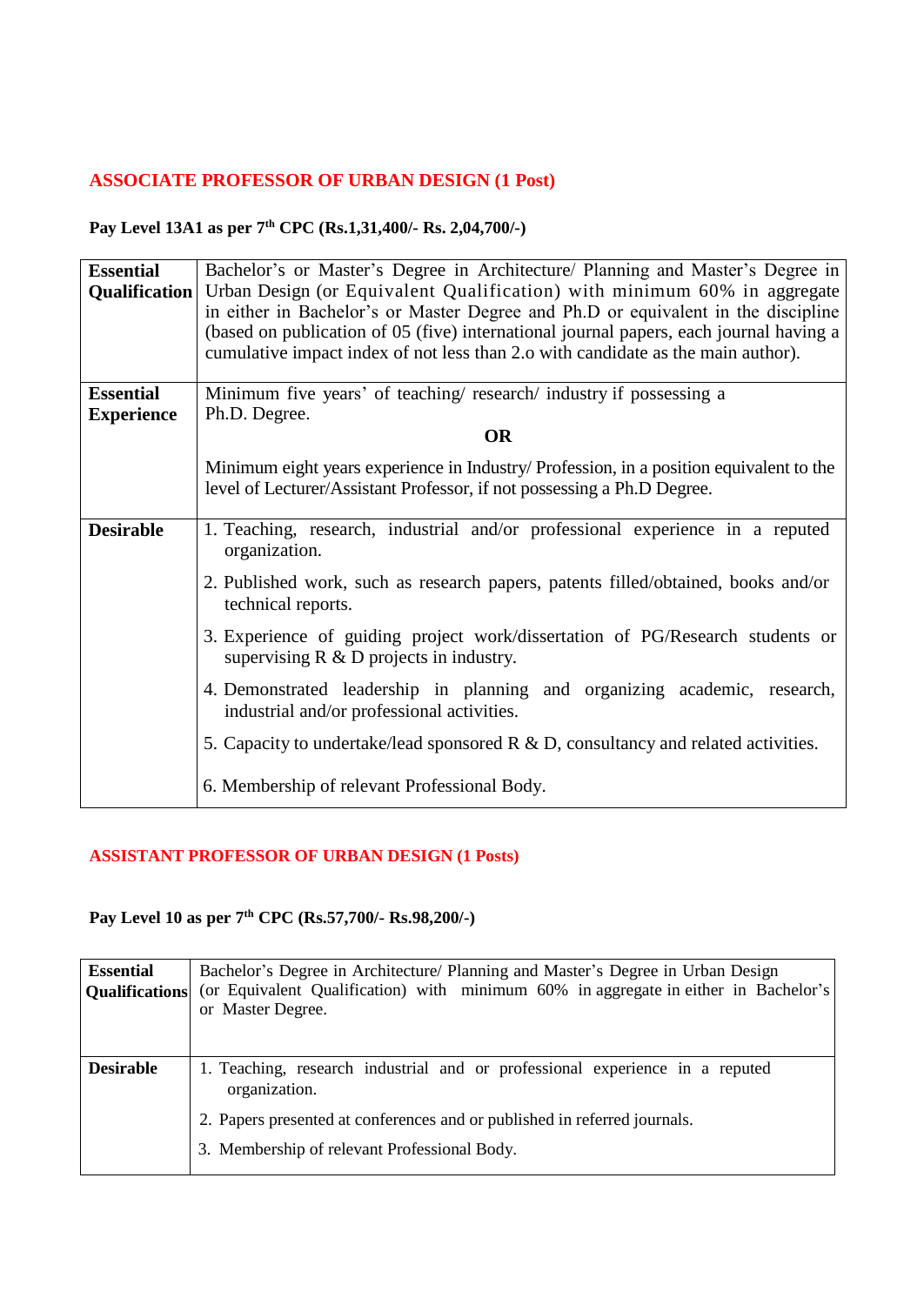## ASSOCIATE PROFESSOR OF URBAN DESIGN (1 Post)

**Pay Level 13A1 as per 7th CPC (Rs.1,31,400/- Rs. 2,04,700/-)**

| | |
|---|---|
| **Essential Qualification** | Bachelor's or Master's Degree in Architecture/ Planning and Master's Degree in Urban Design (or Equivalent Qualification) with minimum 60% in aggregate in either in Bachelor's or Master Degree and Ph.D or equivalent in the discipline (based on publication of 05 (five) international journal papers, each journal having a cumulative impact index of not less than 2.o with candidate as the main author). |
| **Essential Experience** | Minimum five years' of teaching/ research/ industry if possessing a Ph.D. Degree. <br> **OR** <br> Minimum eight years experience in Industry/ Profession, in a position equivalent to the level of Lecturer/Assistant Professor, if not possessing a Ph.D Degree. |
| **Desirable** | 1. Teaching, research, industrial and/or professional experience in a reputed organization. <br> 2. Published work, such as research papers, patents filled/obtained, books and/or technical reports. <br> 3. Experience of guiding project work/dissertation of PG/Research students or supervising R & D projects in industry. <br> 4. Demonstrated leadership in planning and organizing academic, research, industrial and/or professional activities. <br> 5. Capacity to undertake/lead sponsored R & D, consultancy and related activities. <br> 6. Membership of relevant Professional Body. |

## ASSISTANT PROFESSOR OF URBAN DESIGN (1 Posts)

**Pay Level 10 as per 7th CPC (Rs.57,700/- Rs.98,200/-)**

| | |
|---|---|
| **Essential Qualifications** | Bachelor's Degree in Architecture/ Planning and Master's Degree in Urban Design (or Equivalent Qualification) with minimum 60% in aggregate in either in Bachelor's or Master Degree. |
| **Desirable** | 1. Teaching, research industrial and or professional experience in a reputed organization. <br> 2. Papers presented at conferences and or published in referred journals. <br> 3. Membership of relevant Professional Body. |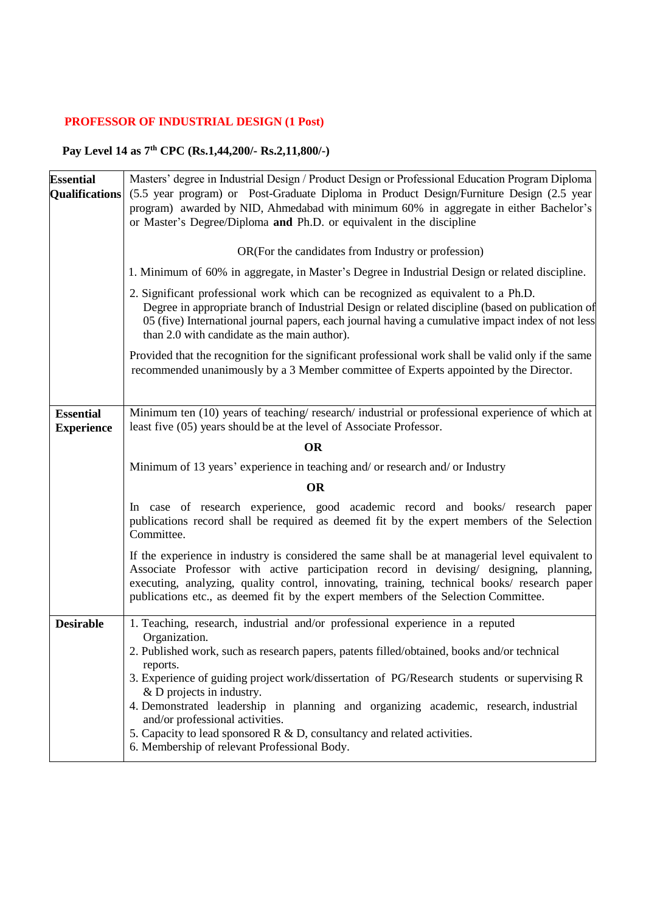## PROFESSOR OF INDUSTRIAL DESIGN (1 Post)

**Pay Level 14 as 7th CPC (Rs.1,44,200/- Rs.2,11,800/-)**

| | |
|---|---|
| **Essential Qualifications** | Masters' degree in Industrial Design / Product Design or Professional Education Program Diploma (5.5 year program) or Post-Graduate Diploma in Product Design/Furniture Design (2.5 year program) awarded by NID, Ahmedabad with minimum 60% in aggregate in either Bachelor's or Master's Degree/Diploma **and** Ph.D. or equivalent in the discipline<br><br>OR(For the candidates from Industry or profession)<br><br>1. Minimum of 60% in aggregate, in Master's Degree in Industrial Design or related discipline.<br><br>2. Significant professional work which can be recognized as equivalent to a Ph.D. Degree in appropriate branch of Industrial Design or related discipline (based on publication of 05 (five) International journal papers, each journal having a cumulative impact index of not less than 2.0 with candidate as the main author).<br><br>Provided that the recognition for the significant professional work shall be valid only if the same recommended unanimously by a 3 Member committee of Experts appointed by the Director. |
| **Essential Experience** | Minimum ten (10) years of teaching/ research/ industrial or professional experience of which at least five (05) years should be at the level of Associate Professor.<br><br>**OR**<br><br>Minimum of 13 years' experience in teaching and/ or research and/ or Industry<br><br>**OR**<br><br>In case of research experience, good academic record and books/ research paper publications record shall be required as deemed fit by the expert members of the Selection Committee.<br><br>If the experience in industry is considered the same shall be at managerial level equivalent to Associate Professor with active participation record in devising/ designing, planning, executing, analyzing, quality control, innovating, training, technical books/ research paper publications etc., as deemed fit by the expert members of the Selection Committee. |
| **Desirable** | 1. Teaching, research, industrial and/or professional experience in a reputed Organization.<br>2. Published work, such as research papers, patents filled/obtained, books and/or technical reports.<br>3. Experience of guiding project work/dissertation of PG/Research students or supervising R & D projects in industry.<br>4. Demonstrated leadership in planning and organizing academic, research, industrial and/or professional activities.<br>5. Capacity to lead sponsored R & D, consultancy and related activities.<br>6. Membership of relevant Professional Body. |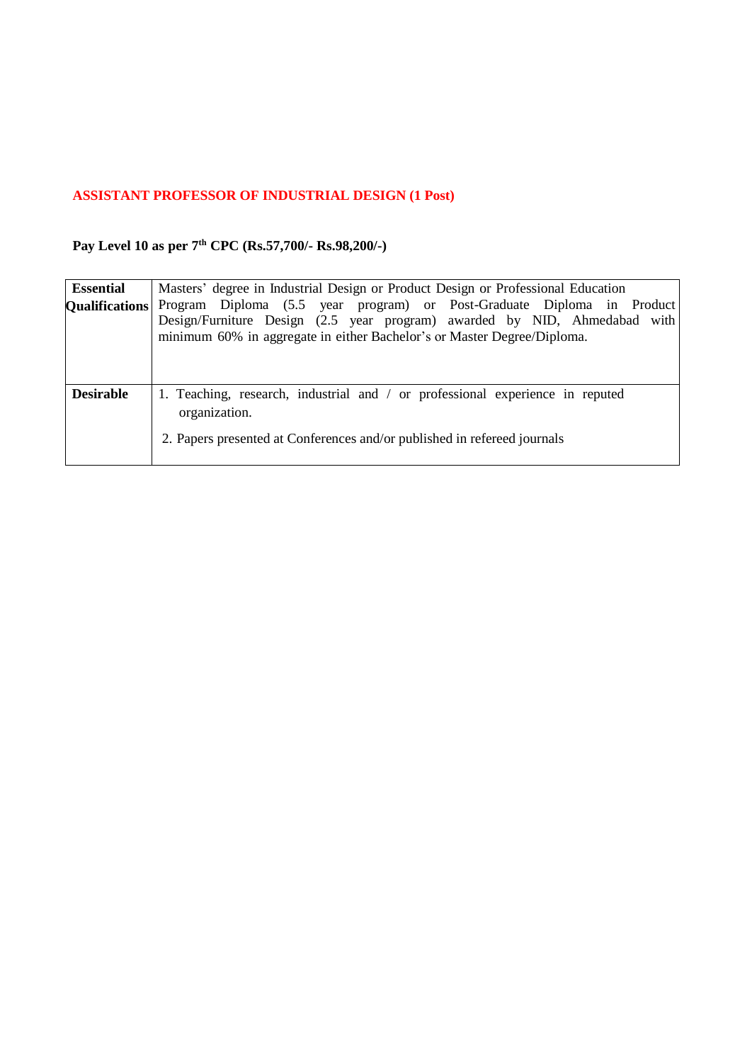**ASSISTANT PROFESSOR OF INDUSTRIAL DESIGN (1 Post)**

**Pay Level 10 as per 7th CPC (Rs.57,700/- Rs.98,200/-)**

| **Essential Qualifications** | Masters' degree in Industrial Design or Product Design or Professional Education Program Diploma (5.5 year program) or Post-Graduate Diploma in Product Design/Furniture Design (2.5 year program) awarded by NID, Ahmedabad with minimum 60% in aggregate in either Bachelor's or Master Degree/Diploma. |
|---|---|
| **Desirable** | 1. Teaching, research, industrial and / or professional experience in reputed organization.<br>2. Papers presented at Conferences and/or published in refereed journals |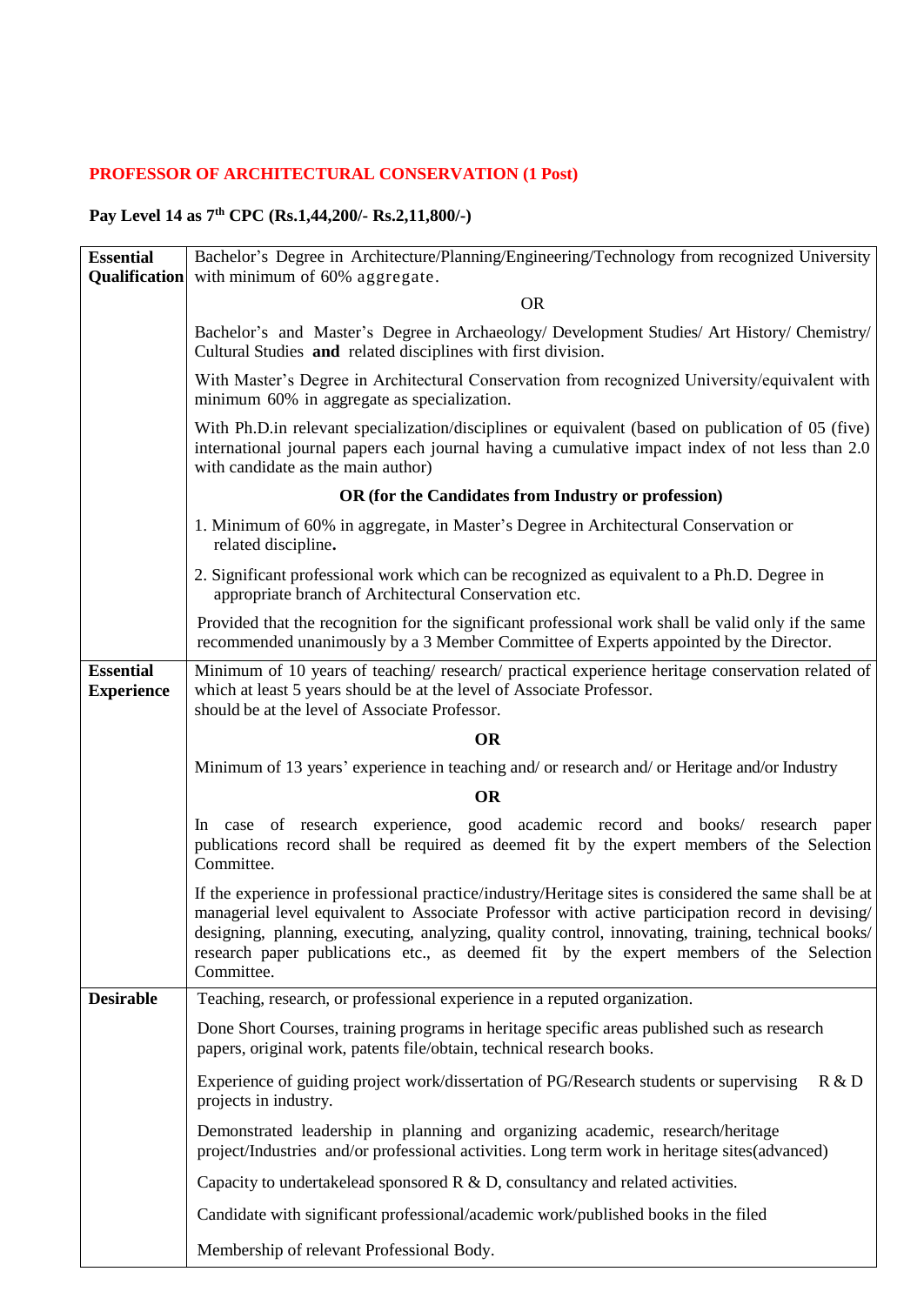**PROFESSOR OF ARCHITECTURAL CONSERVATION (1 Post)**

**Pay Level 14 as 7th CPC (Rs.1,44,200/- Rs.2,11,800/-)**

| | |
|---|---|
| **Essential Qualification** | Bachelor's Degree in Architecture/Planning/Engineering/Technology from recognized University with minimum of 60% aggregate. |
| | OR |
| | Bachelor's and Master's Degree in Archaeology/ Development Studies/ Art History/ Chemistry/ Cultural Studies **and** related disciplines with first division. |
| | With Master's Degree in Architectural Conservation from recognized University/equivalent with minimum 60% in aggregate as specialization. |
| | With Ph.D.in relevant specialization/disciplines or equivalent (based on publication of 05 (five) international journal papers each journal having a cumulative impact index of not less than 2.0 with candidate as the main author) |
| | **OR (for the Candidates from Industry or profession)** |
| | 1. Minimum of 60% in aggregate, in Master's Degree in Architectural Conservation or related discipline**.** |
| | 2. Significant professional work which can be recognized as equivalent to a Ph.D. Degree in appropriate branch of Architectural Conservation etc. |
| | Provided that the recognition for the significant professional work shall be valid only if the same recommended unanimously by a 3 Member Committee of Experts appointed by the Director. |
| **Essential Experience** | Minimum of 10 years of teaching/ research/ practical experience heritage conservation related of which at least 5 years should be at the level of Associate Professor. should be at the level of Associate Professor. |
| | **OR** |
| | Minimum of 13 years' experience in teaching and/ or research and/ or Heritage and/or Industry |
| | **OR** |
| | In case of research experience, good academic record and books/ research paper publications record shall be required as deemed fit by the expert members of the Selection Committee. |
| | If the experience in professional practice/industry/Heritage sites is considered the same shall be at managerial level equivalent to Associate Professor with active participation record in devising/ designing, planning, executing, analyzing, quality control, innovating, training, technical books/ research paper publications etc., as deemed fit by the expert members of the Selection Committee. |
| **Desirable** | Teaching, research, or professional experience in a reputed organization. |
| | Done Short Courses, training programs in heritage specific areas published such as research papers, original work, patents file/obtain, technical research books. |
| | Experience of guiding project work/dissertation of PG/Research students or supervising R & D projects in industry. |
| | Demonstrated leadership in planning and organizing academic, research/heritage project/Industries and/or professional activities. Long term work in heritage sites(advanced) |
| | Capacity to undertakelead sponsored R & D, consultancy and related activities. |
| | Candidate with significant professional/academic work/published books in the filed |
| | Membership of relevant Professional Body. |